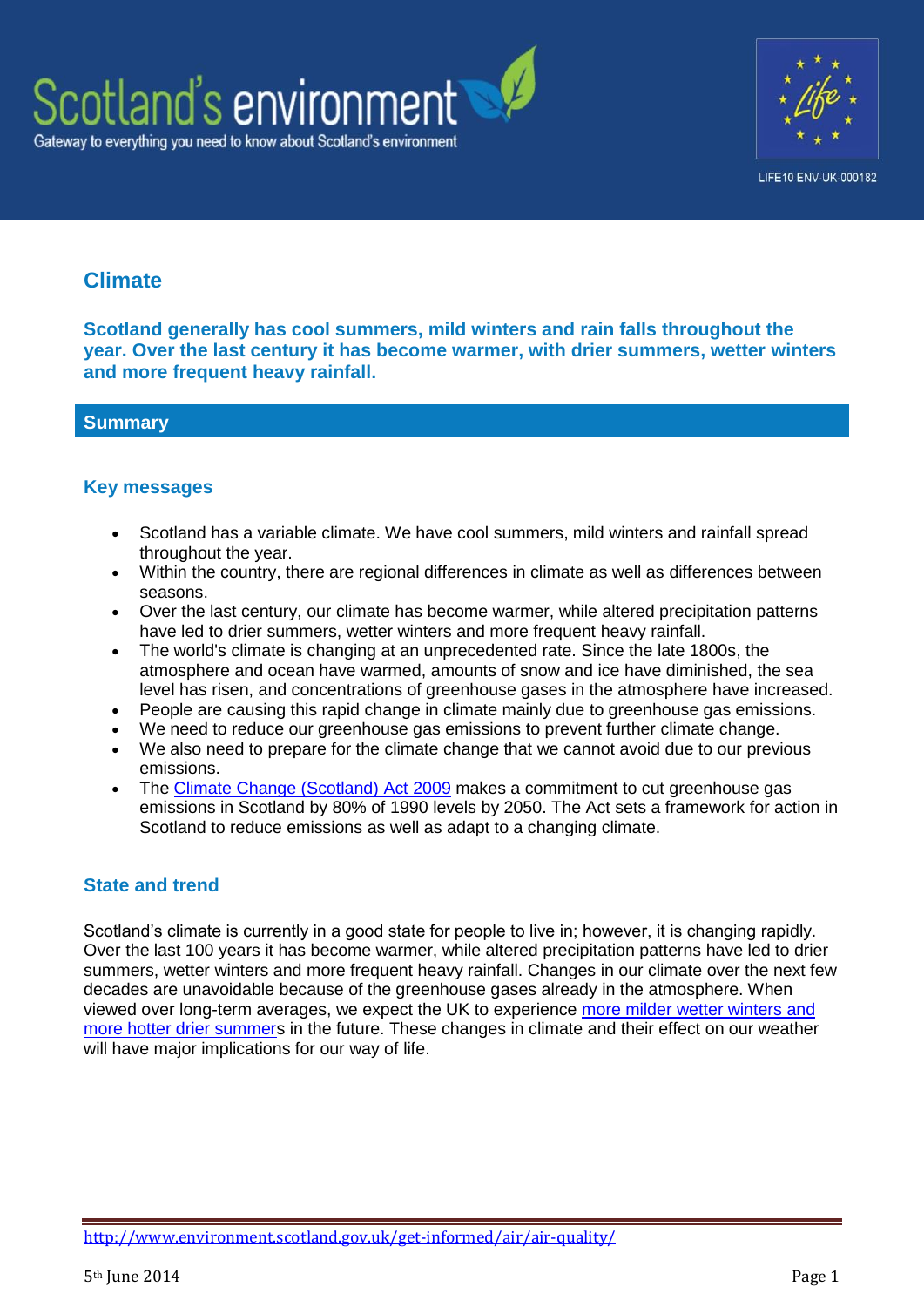Scotland's environment

Gateway to everything you need to know about Scotland's environment

LIFE10 ENV-UK-000182

# Climate

**Scotland generally has cool summers, mild winters and rain falls throughout the year. Over the last century it has become warmer, with drier summers, wetter winters and more frequent heavy rainfall.**

## Summary

### Key messages

- Scotland has a variable climate. We have cool summers, mild winters and rainfall spread throughout the year.
- Within the country, there are regional differences in climate as well as differences between seasons.
- Over the last century, our climate has become warmer, while altered precipitation patterns have led to drier summers, wetter winters and more frequent heavy rainfall.
- The world's climate is changing at an unprecedented rate. Since the late 1800s, the atmosphere and ocean have warmed, amounts of snow and ice have diminished, the sea level has risen, and concentrations of greenhouse gases in the atmosphere have increased.
- People are causing this rapid change in climate mainly due to greenhouse gas emissions.
- We need to reduce our greenhouse gas emissions to prevent further climate change.
- We also need to prepare for the climate change that we cannot avoid due to our previous emissions.
- The Climate Change (Scotland) Act 2009 makes a commitment to cut greenhouse gas emissions in Scotland by 80% of 1990 levels by 2050. The Act sets a framework for action in Scotland to reduce emissions as well as adapt to a changing climate.

### State and trend

Scotland's climate is currently in a good state for people to live in; however, it is changing rapidly. Over the last 100 years it has become warmer, while altered precipitation patterns have led to drier summers, wetter winters and more frequent heavy rainfall. Changes in our climate over the next few decades are unavoidable because of the greenhouse gases already in the atmosphere. When viewed over long-term averages, we expect the UK to experience more milder wetter winters and more hotter drier summers in the future. These changes in climate and their effect on our weather will have major implications for our way of life.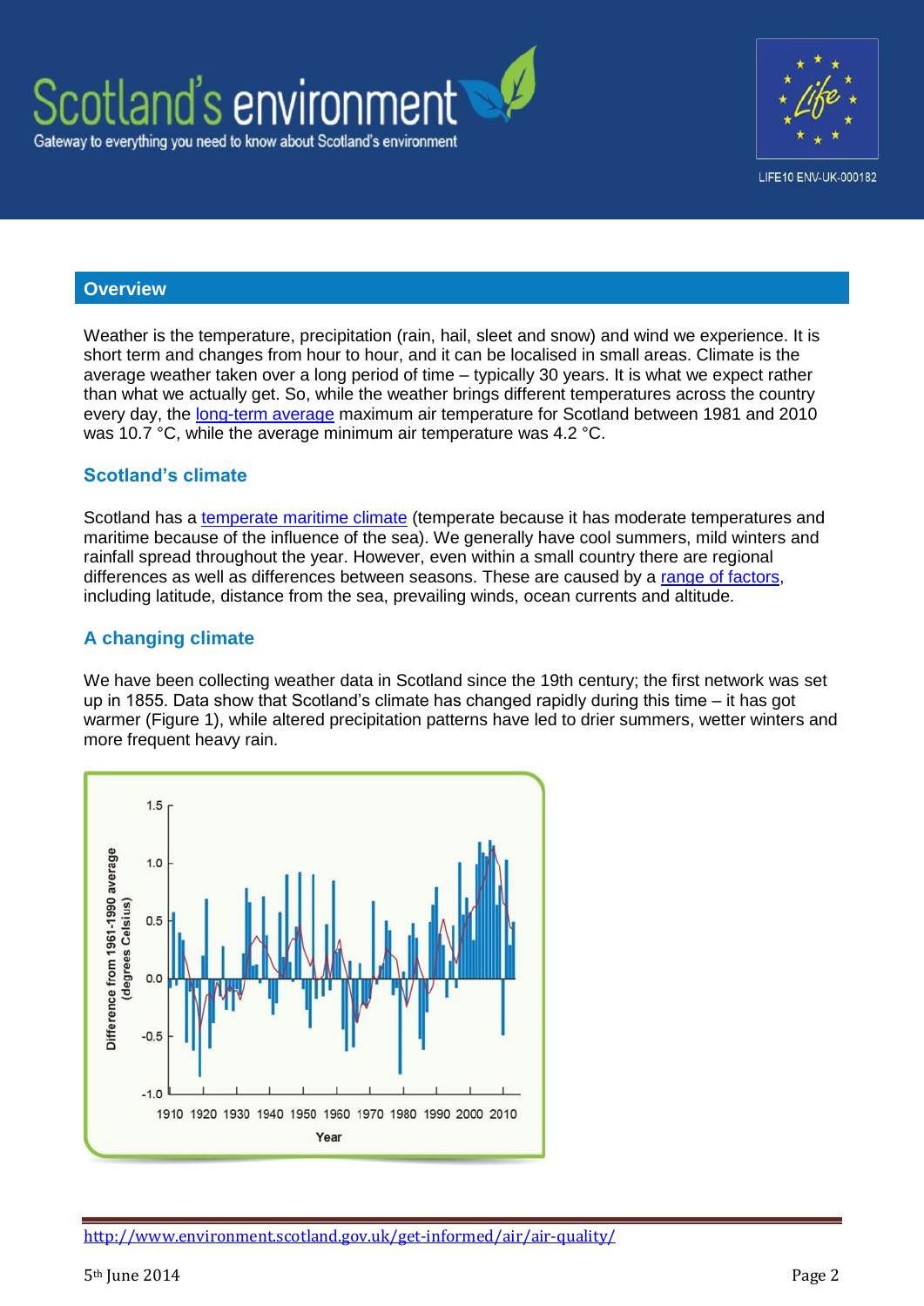## Overview

Weather is the temperature, precipitation (rain, hail, sleet and snow) and wind we experience. It is short term and changes from hour to hour, and it can be localised in small areas. Climate is the average weather taken over a long period of time – typically 30 years. It is what we expect rather than what we actually get. So, while the weather brings different temperatures across the country every day, the long-term average maximum air temperature for Scotland between 1981 and 2010 was 10.7 °C, while the average minimum air temperature was 4.2 °C.

### Scotland's climate

Scotland has a temperate maritime climate (temperate because it has moderate temperatures and maritime because of the influence of the sea). We generally have cool summers, mild winters and rainfall spread throughout the year. However, even within a small country there are regional differences as well as differences between seasons. These are caused by a range of factors, including latitude, distance from the sea, prevailing winds, ocean currents and altitude.

### A changing climate

We have been collecting weather data in Scotland since the 19th century; the first network was set up in 1855. Data show that Scotland's climate has changed rapidly during this time – it has got warmer (Figure 1), while altered precipitation patterns have led to drier summers, wetter winters and more frequent heavy rain.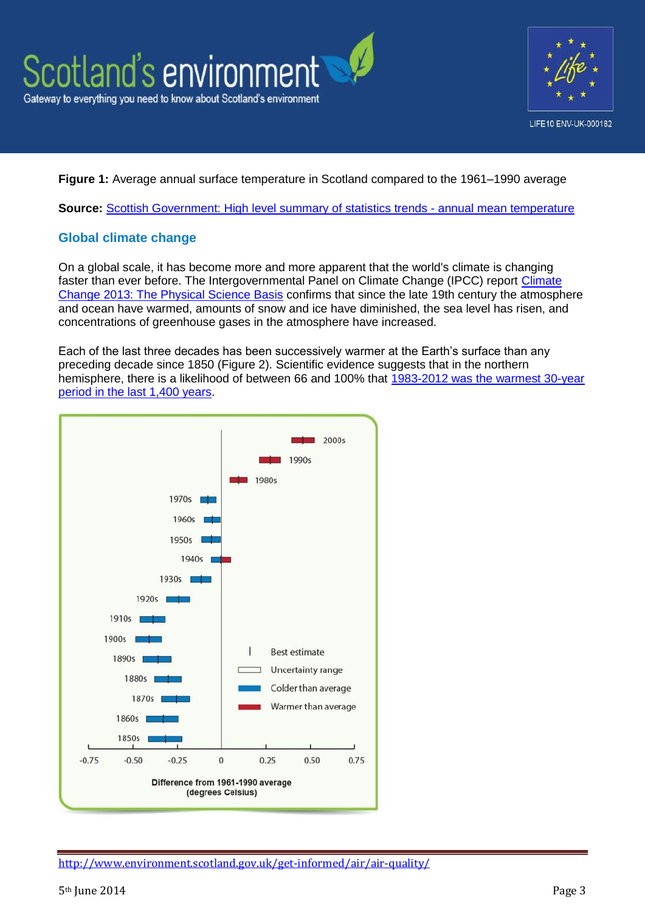**Figure 1:** Average annual surface temperature in Scotland compared to the 1961–1990 average

**Source:** [Scottish Government: High level summary of statistics trends - annual mean temperature]()

## Global climate change

On a global scale, it has become more and more apparent that the world's climate is changing faster than ever before. The Intergovernmental Panel on Climate Change (IPCC) report [Climate Change 2013: The Physical Science Basis]() confirms that since the late 19th century the atmosphere and ocean have warmed, amounts of snow and ice have diminished, the sea level has risen, and concentrations of greenhouse gases in the atmosphere have increased.

Each of the last three decades has been successively warmer at the Earth's surface than any preceding decade since 1850 (Figure 2). Scientific evidence suggests that in the northern hemisphere, there is a likelihood of between 66 and 100% that [1983-2012 was the warmest 30-year period in the last 1,400 years]().

http://www.environment.scotland.gov.uk/get-informed/air/air-quality/

5th June 2014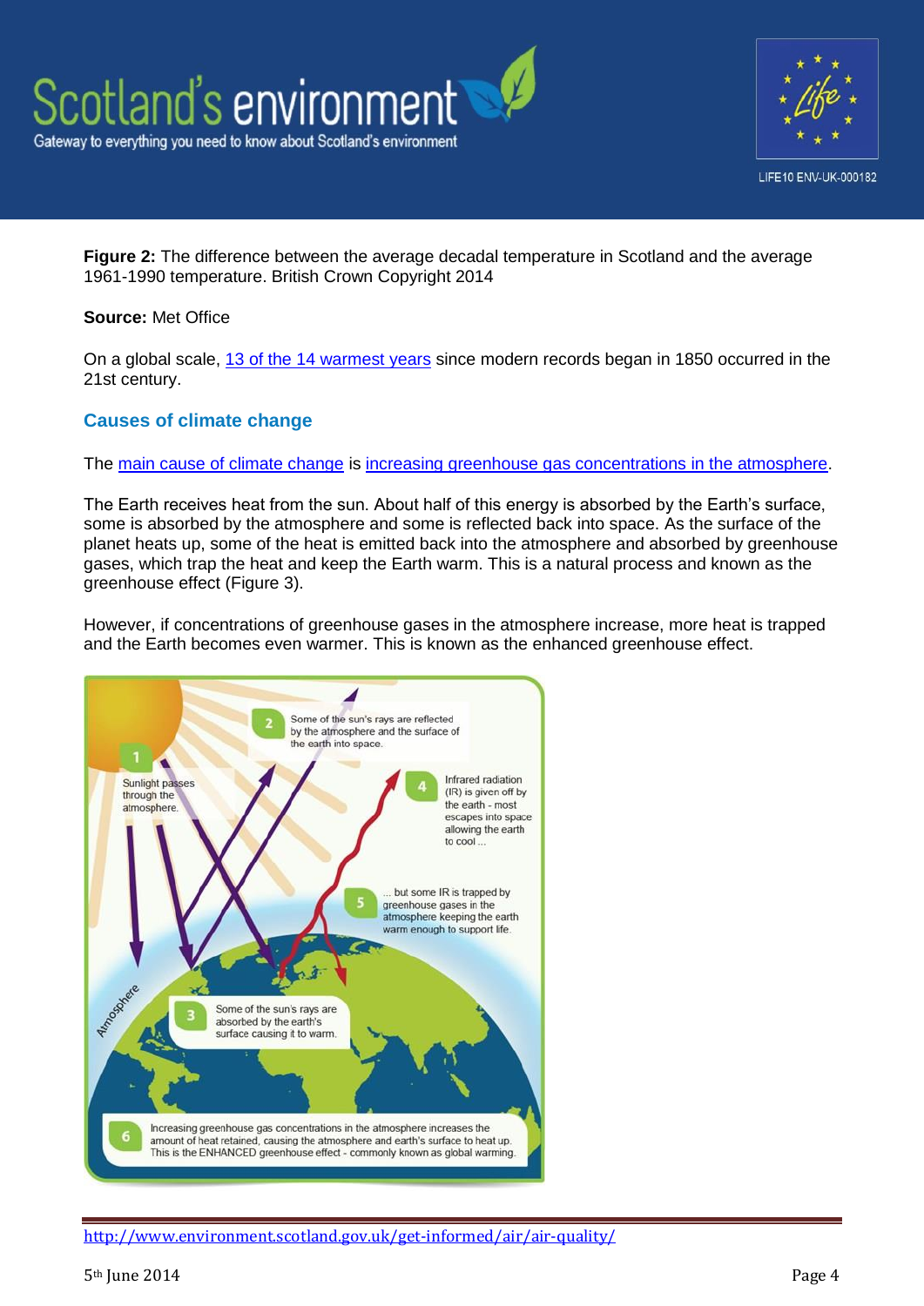**Figure 2:** The difference between the average decadal temperature in Scotland and the average 1961-1990 temperature. British Crown Copyright 2014

**Source:** Met Office

On a global scale, 13 of the 14 warmest years since modern records began in 1850 occurred in the 21st century.

## Causes of climate change

The main cause of climate change is increasing greenhouse gas concentrations in the atmosphere.

The Earth receives heat from the sun. About half of this energy is absorbed by the Earth's surface, some is absorbed by the atmosphere and some is reflected back into space. As the surface of the planet heats up, some of the heat is emitted back into the atmosphere and absorbed by greenhouse gases, which trap the heat and keep the Earth warm. This is a natural process and known as the greenhouse effect (Figure 3).

However, if concentrations of greenhouse gases in the atmosphere increase, more heat is trapped and the Earth becomes even warmer. This is known as the enhanced greenhouse effect.

1. Sunlight passes through the atmosphere.
2. Some of the sun's rays are reflected by the atmosphere and the surface of the earth into space.
3. Some of the sun's rays are absorbed by the earth's surface causing it to warm.
4. Infrared radiation (IR) is given off by the earth - most escapes into space allowing the earth to cool ...
5. ... but some IR is trapped by greenhouse gases in the atmosphere keeping the earth warm enough to support life.
6. Increasing greenhouse gas concentrations in the atmosphere increases the amount of heat retained, causing the atmosphere and earth's surface to heat up. This is the ENHANCED greenhouse effect - commonly known as global warming.

Atmosphere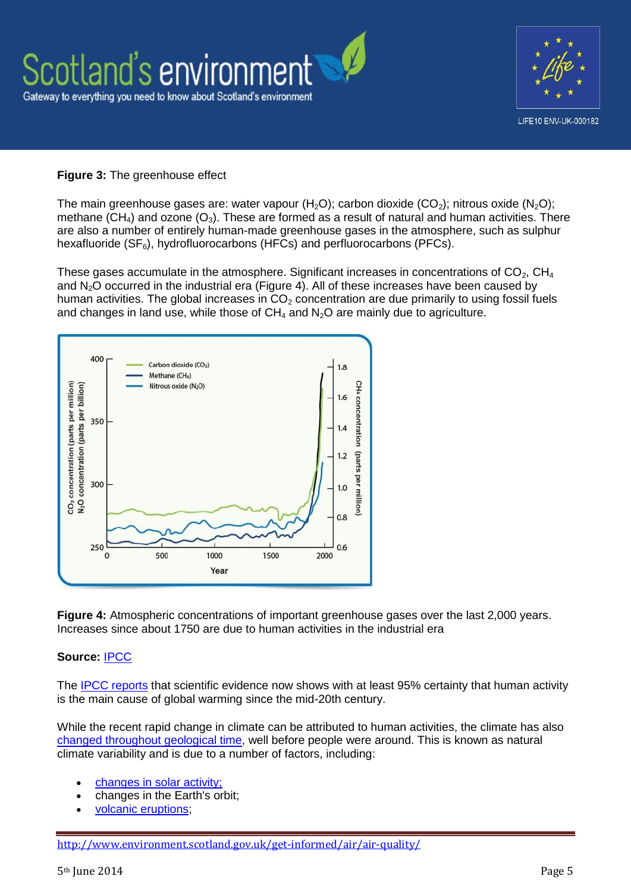**Figure 3:** The greenhouse effect

The main greenhouse gases are: water vapour ($H_2O$); carbon dioxide ($CO_2$); nitrous oxide ($N_2O$); methane ($CH_4$) and ozone ($O_3$). These are formed as a result of natural and human activities. There are also a number of entirely human-made greenhouse gases in the atmosphere, such as sulphur hexafluoride ($SF_6$), hydrofluorocarbons (HFCs) and perfluorocarbons (PFCs).

These gases accumulate in the atmosphere. Significant increases in concentrations of $CO_2$, $CH_4$ and $N_2O$ occurred in the industrial era (Figure 4). All of these increases have been caused by human activities. The global increases in $CO_2$ concentration are due primarily to using fossil fuels and changes in land use, while those of $CH_4$ and $N_2O$ are mainly due to agriculture.

**Figure 4:** Atmospheric concentrations of important greenhouse gases over the last 2,000 years. Increases since about 1750 are due to human activities in the industrial era

**Source:** IPCC

The IPCC reports that scientific evidence now shows with at least 95% certainty that human activity is the main cause of global warming since the mid-20th century.

While the recent rapid change in climate can be attributed to human activities, the climate has also changed throughout geological time, well before people were around. This is known as natural climate variability and is due to a number of factors, including:

- changes in solar activity;
- changes in the Earth's orbit;
- volcanic eruptions;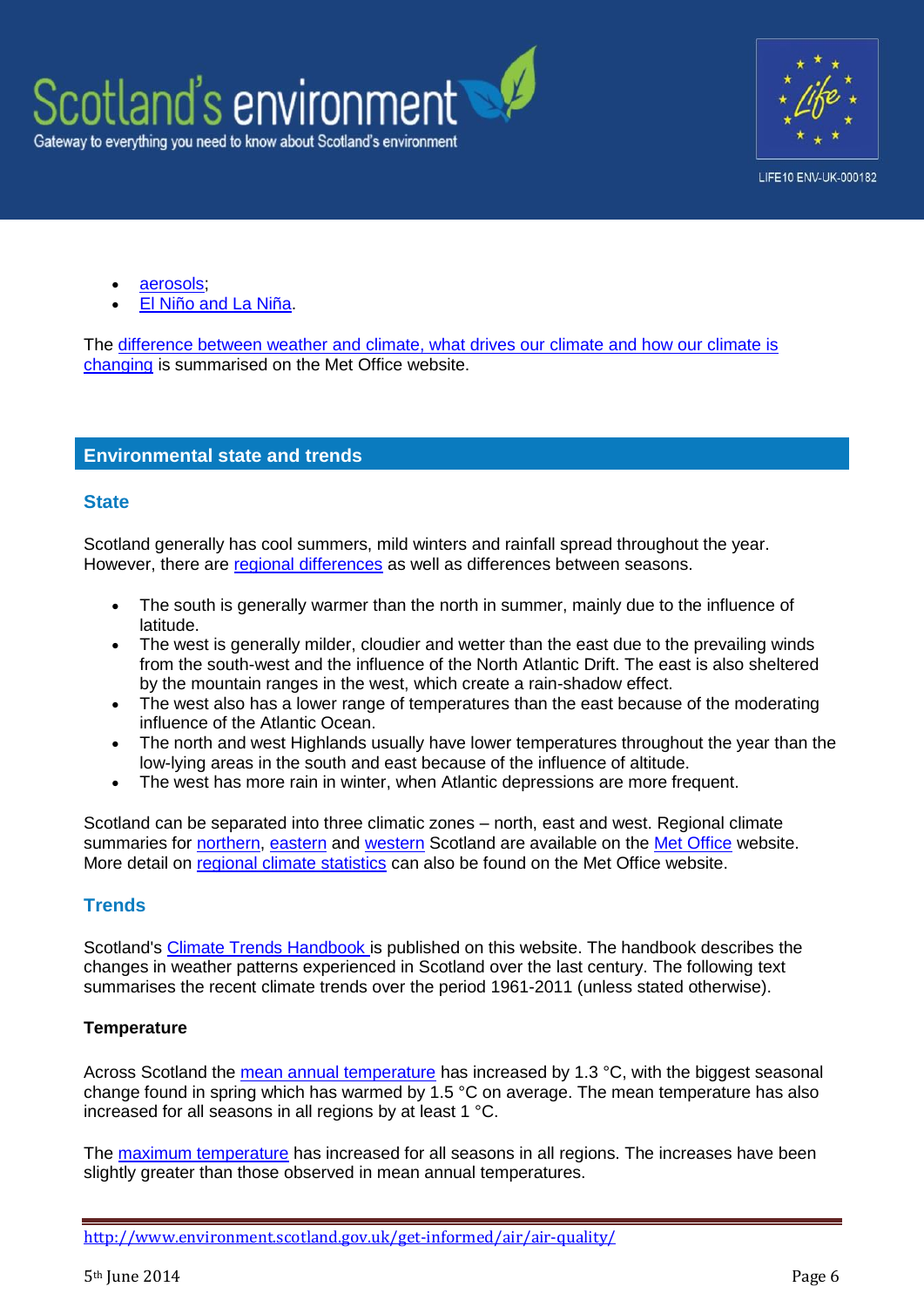- aerosols;
- El Niño and La Niña.

The difference between weather and climate, what drives our climate and how our climate is changing is summarised on the Met Office website.

## Environmental state and trends

### State

Scotland generally has cool summers, mild winters and rainfall spread throughout the year. However, there are regional differences as well as differences between seasons.

- The south is generally warmer than the north in summer, mainly due to the influence of latitude.
- The west is generally milder, cloudier and wetter than the east due to the prevailing winds from the south-west and the influence of the North Atlantic Drift. The east is also sheltered by the mountain ranges in the west, which create a rain-shadow effect.
- The west also has a lower range of temperatures than the east because of the moderating influence of the Atlantic Ocean.
- The north and west Highlands usually have lower temperatures throughout the year than the low-lying areas in the south and east because of the influence of altitude.
- The west has more rain in winter, when Atlantic depressions are more frequent.

Scotland can be separated into three climatic zones – north, east and west. Regional climate summaries for northern, eastern and western Scotland are available on the Met Office website. More detail on regional climate statistics can also be found on the Met Office website.

### Trends

Scotland's Climate Trends Handbook is published on this website. The handbook describes the changes in weather patterns experienced in Scotland over the last century. The following text summarises the recent climate trends over the period 1961-2011 (unless stated otherwise).

**Temperature**

Across Scotland the mean annual temperature has increased by 1.3 °C, with the biggest seasonal change found in spring which has warmed by 1.5 °C on average. The mean temperature has also increased for all seasons in all regions by at least 1 °C.

The maximum temperature has increased for all seasons in all regions. The increases have been slightly greater than those observed in mean annual temperatures.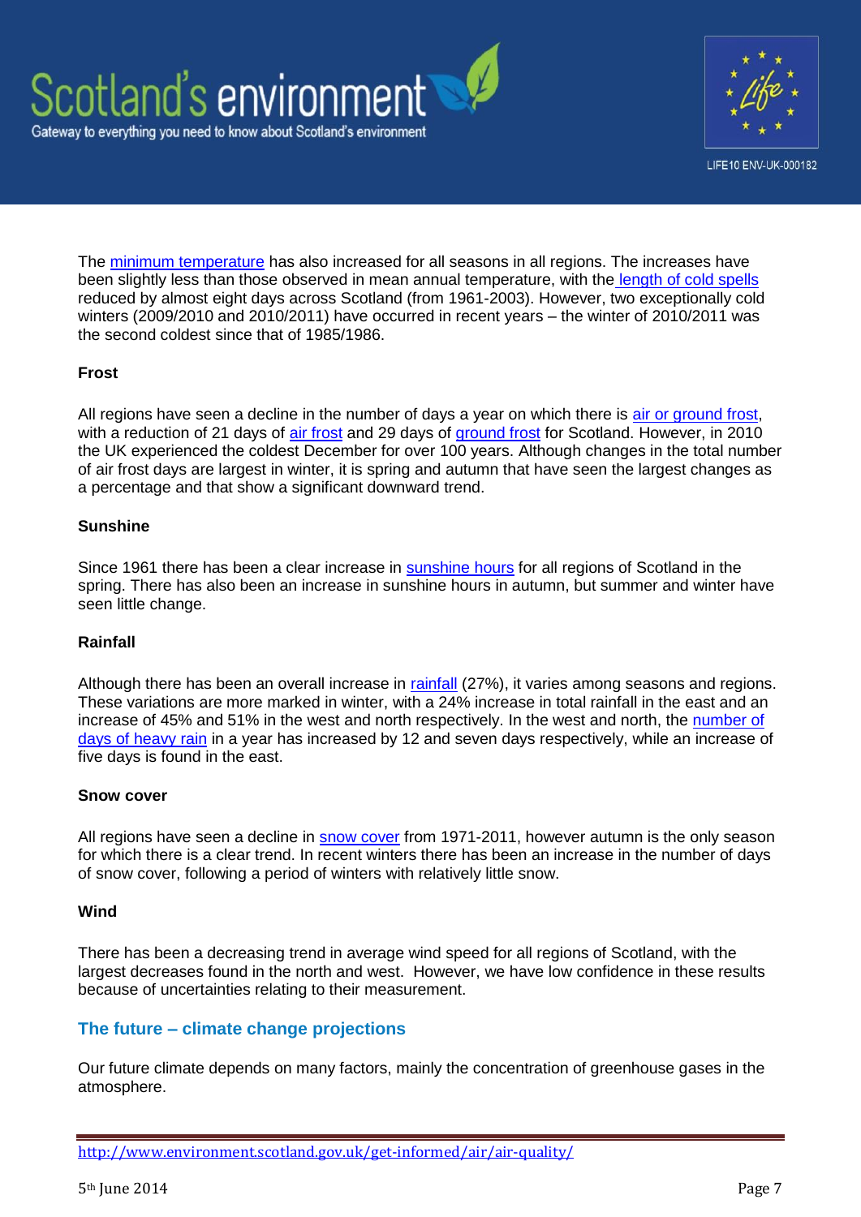The minimum temperature has also increased for all seasons in all regions. The increases have been slightly less than those observed in mean annual temperature, with the length of cold spells reduced by almost eight days across Scotland (from 1961-2003). However, two exceptionally cold winters (2009/2010 and 2010/2011) have occurred in recent years – the winter of 2010/2011 was the second coldest since that of 1985/1986.

### Frost

All regions have seen a decline in the number of days a year on which there is air or ground frost, with a reduction of 21 days of air frost and 29 days of ground frost for Scotland. However, in 2010 the UK experienced the coldest December for over 100 years. Although changes in the total number of air frost days are largest in winter, it is spring and autumn that have seen the largest changes as a percentage and that show a significant downward trend.

### Sunshine

Since 1961 there has been a clear increase in sunshine hours for all regions of Scotland in the spring. There has also been an increase in sunshine hours in autumn, but summer and winter have seen little change.

### Rainfall

Although there has been an overall increase in rainfall (27%), it varies among seasons and regions. These variations are more marked in winter, with a 24% increase in total rainfall in the east and an increase of 45% and 51% in the west and north respectively. In the west and north, the number of days of heavy rain in a year has increased by 12 and seven days respectively, while an increase of five days is found in the east.

### Snow cover

All regions have seen a decline in snow cover from 1971-2011, however autumn is the only season for which there is a clear trend. In recent winters there has been an increase in the number of days of snow cover, following a period of winters with relatively little snow.

### Wind

There has been a decreasing trend in average wind speed for all regions of Scotland, with the largest decreases found in the north and west. However, we have low confidence in these results because of uncertainties relating to their measurement.

## The future – climate change projections

Our future climate depends on many factors, mainly the concentration of greenhouse gases in the atmosphere.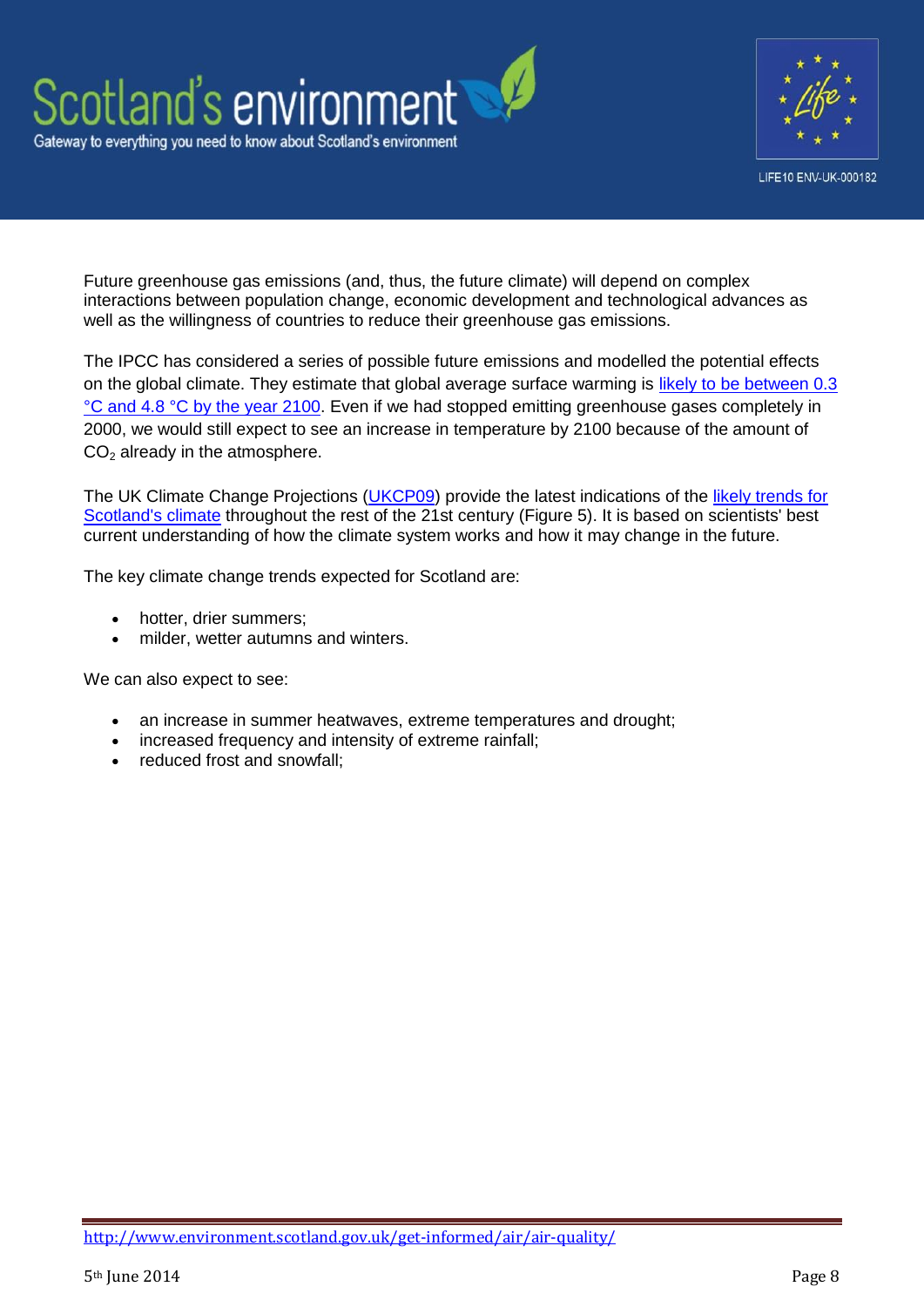Future greenhouse gas emissions (and, thus, the future climate) will depend on complex interactions between population change, economic development and technological advances as well as the willingness of countries to reduce their greenhouse gas emissions.

The IPCC has considered a series of possible future emissions and modelled the potential effects on the global climate. They estimate that global average surface warming is likely to be between 0.3 °C and 4.8 °C by the year 2100. Even if we had stopped emitting greenhouse gases completely in 2000, we would still expect to see an increase in temperature by 2100 because of the amount of $CO_2$ already in the atmosphere.

The UK Climate Change Projections (UKCP09) provide the latest indications of the likely trends for Scotland's climate throughout the rest of the 21st century (Figure 5). It is based on scientists' best current understanding of how the climate system works and how it may change in the future.

The key climate change trends expected for Scotland are:

- hotter, drier summers;
- milder, wetter autumns and winters.

We can also expect to see:

- an increase in summer heatwaves, extreme temperatures and drought;
- increased frequency and intensity of extreme rainfall;
- reduced frost and snowfall;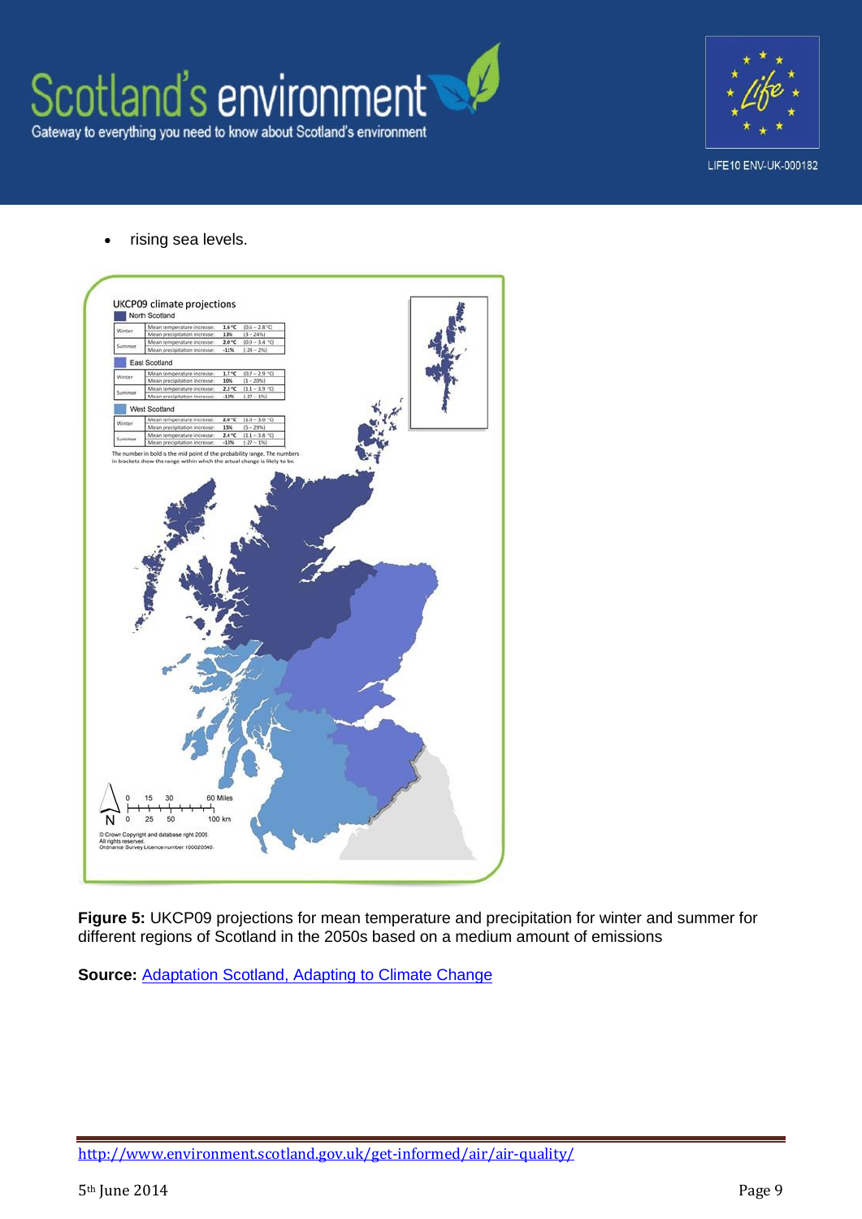- rising sea levels.

UKCP09 climate projections

**North Scotland**

| Season | Variable | Central | Range |
|---|---|---|---|
| Winter | Mean temperature increase: | **1.6 °C** | (0.6 – 2.8 °C) |
| | Mean precipitation increase: | **13%** | (3 – 24%) |
| Summer | Mean temperature increase: | **2.0 °C** | (0.9 – 3.4 °C) |
| | Mean precipitation increase: | **-11%** | (-28 – 2%) |

**East Scotland**

| Season | Variable | Central | Range |
|---|---|---|---|
| Winter | Mean temperature increase: | **1.7 °C** | (0.7 – 2.9 °C) |
| | Mean precipitation increase: | **10%** | (1 – 20%) |
| Summer | Mean temperature increase: | **2.1 °C** | (1.1 – 3.9 °C) |
| | Mean precipitation increase: | **-13%** | (-27 – 1%) |

**West Scotland**

| Season | Variable | Central | Range |
|---|---|---|---|
| Winter | Mean temperature increase: | **2.0 °C** | (1.0 – 3.0 °C) |
| | Mean precipitation increase: | **15%** | (5 – 29%) |
| Summer | Mean temperature increase: | **2.4 °C** | (1.1 – 3.8 °C) |
| | Mean precipitation increase: | **-13%** | (-27 – 1%) |

The number in bold is the mid point of the probability range. The numbers in brackets show the range within which the actual change is likely to be.

© Crown Copyright and database right 2009. All rights reserved. Ordnance Survey Licence number 100020540.

**Figure 5:** UKCP09 projections for mean temperature and precipitation for winter and summer for different regions of Scotland in the 2050s based on a medium amount of emissions

**Source:** [Adaptation Scotland, Adapting to Climate Change]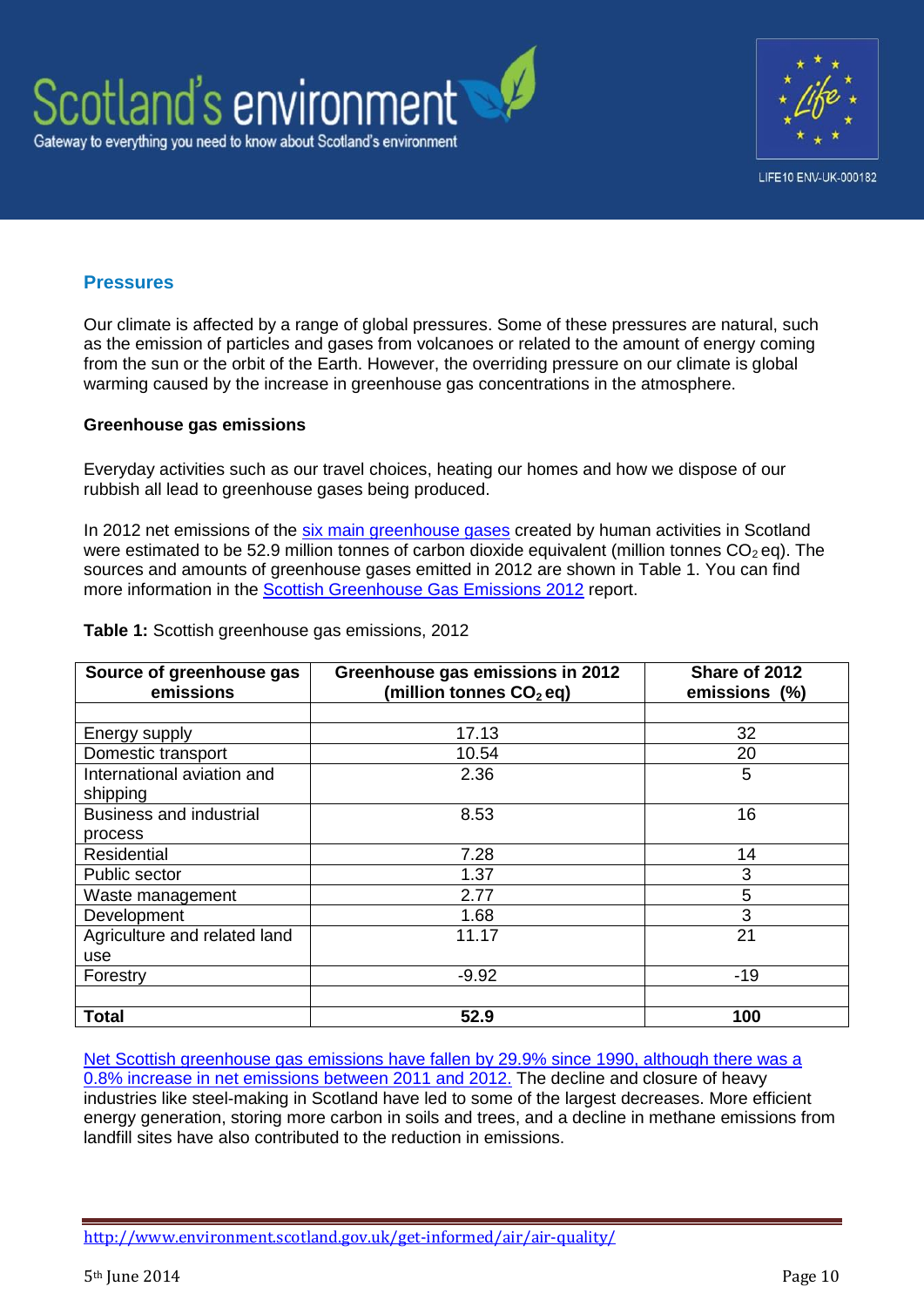## Pressures

Our climate is affected by a range of global pressures. Some of these pressures are natural, such as the emission of particles and gases from volcanoes or related to the amount of energy coming from the sun or the orbit of the Earth. However, the overriding pressure on our climate is global warming caused by the increase in greenhouse gas concentrations in the atmosphere.

### Greenhouse gas emissions

Everyday activities such as our travel choices, heating our homes and how we dispose of our rubbish all lead to greenhouse gases being produced.

In 2012 net emissions of the six main greenhouse gases created by human activities in Scotland were estimated to be 52.9 million tonnes of carbon dioxide equivalent (million tonnes $CO_2$ eq). The sources and amounts of greenhouse gases emitted in 2012 are shown in Table 1. You can find more information in the Scottish Greenhouse Gas Emissions 2012 report.

**Table 1:** Scottish greenhouse gas emissions, 2012

| Source of greenhouse gas emissions | Greenhouse gas emissions in 2012 (million tonnes $CO_2$ eq) | Share of 2012 emissions (%) |
|---|---|---|
| Energy supply | 17.13 | 32 |
| Domestic transport | 10.54 | 20 |
| International aviation and shipping | 2.36 | 5 |
| Business and industrial process | 8.53 | 16 |
| Residential | 7.28 | 14 |
| Public sector | 1.37 | 3 |
| Waste management | 2.77 | 5 |
| Development | 1.68 | 3 |
| Agriculture and related land use | 11.17 | 21 |
| Forestry | -9.92 | -19 |
| **Total** | **52.9** | **100** |

Net Scottish greenhouse gas emissions have fallen by 29.9% since 1990, although there was a 0.8% increase in net emissions between 2011 and 2012. The decline and closure of heavy industries like steel-making in Scotland have led to some of the largest decreases. More efficient energy generation, storing more carbon in soils and trees, and a decline in methane emissions from landfill sites have also contributed to the reduction in emissions.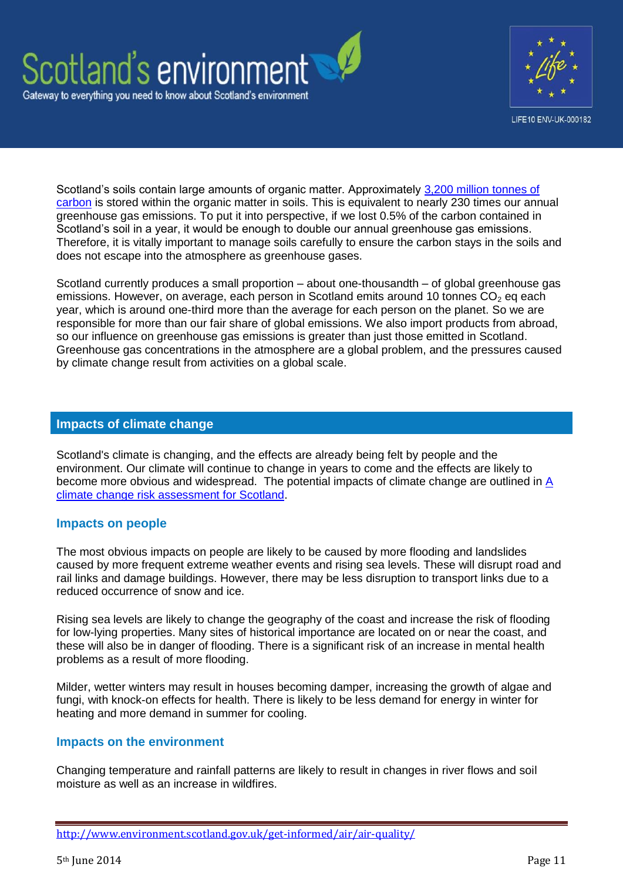Scotland's soils contain large amounts of organic matter. Approximately [3,200 million tonnes of carbon] is stored within the organic matter in soils. This is equivalent to nearly 230 times our annual greenhouse gas emissions. To put it into perspective, if we lost 0.5% of the carbon contained in Scotland's soil in a year, it would be enough to double our annual greenhouse gas emissions. Therefore, it is vitally important to manage soils carefully to ensure the carbon stays in the soils and does not escape into the atmosphere as greenhouse gases.

Scotland currently produces a small proportion – about one-thousandth – of global greenhouse gas emissions. However, on average, each person in Scotland emits around 10 tonnes $CO_2$ eq each year, which is around one-third more than the average for each person on the planet. So we are responsible for more than our fair share of global emissions. We also import products from abroad, so our influence on greenhouse gas emissions is greater than just those emitted in Scotland. Greenhouse gas concentrations in the atmosphere are a global problem, and the pressures caused by climate change result from activities on a global scale.

## Impacts of climate change

Scotland's climate is changing, and the effects are already being felt by people and the environment. Our climate will continue to change in years to come and the effects are likely to become more obvious and widespread. The potential impacts of climate change are outlined in [A climate change risk assessment for Scotland].

### Impacts on people

The most obvious impacts on people are likely to be caused by more flooding and landslides caused by more frequent extreme weather events and rising sea levels. These will disrupt road and rail links and damage buildings. However, there may be less disruption to transport links due to a reduced occurrence of snow and ice.

Rising sea levels are likely to change the geography of the coast and increase the risk of flooding for low-lying properties. Many sites of historical importance are located on or near the coast, and these will also be in danger of flooding. There is a significant risk of an increase in mental health problems as a result of more flooding.

Milder, wetter winters may result in houses becoming damper, increasing the growth of algae and fungi, with knock-on effects for health. There is likely to be less demand for energy in winter for heating and more demand in summer for cooling.

### Impacts on the environment

Changing temperature and rainfall patterns are likely to result in changes in river flows and soil moisture as well as an increase in wildfires.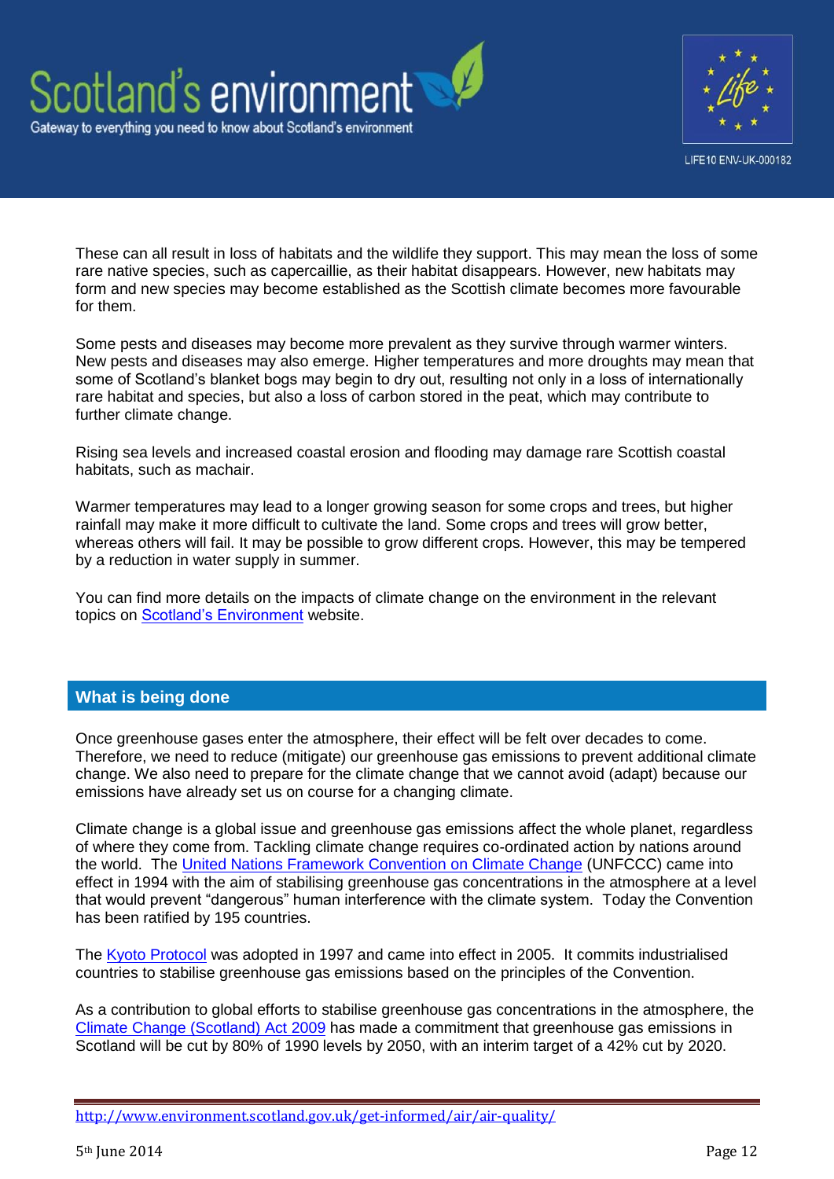These can all result in loss of habitats and the wildlife they support. This may mean the loss of some rare native species, such as capercaillie, as their habitat disappears. However, new habitats may form and new species may become established as the Scottish climate becomes more favourable for them.

Some pests and diseases may become more prevalent as they survive through warmer winters. New pests and diseases may also emerge. Higher temperatures and more droughts may mean that some of Scotland's blanket bogs may begin to dry out, resulting not only in a loss of internationally rare habitat and species, but also a loss of carbon stored in the peat, which may contribute to further climate change.

Rising sea levels and increased coastal erosion and flooding may damage rare Scottish coastal habitats, such as machair.

Warmer temperatures may lead to a longer growing season for some crops and trees, but higher rainfall may make it more difficult to cultivate the land. Some crops and trees will grow better, whereas others will fail. It may be possible to grow different crops. However, this may be tempered by a reduction in water supply in summer.

You can find more details on the impacts of climate change on the environment in the relevant topics on Scotland's Environment website.

## What is being done

Once greenhouse gases enter the atmosphere, their effect will be felt over decades to come. Therefore, we need to reduce (mitigate) our greenhouse gas emissions to prevent additional climate change. We also need to prepare for the climate change that we cannot avoid (adapt) because our emissions have already set us on course for a changing climate.

Climate change is a global issue and greenhouse gas emissions affect the whole planet, regardless of where they come from. Tackling climate change requires co-ordinated action by nations around the world. The United Nations Framework Convention on Climate Change (UNFCCC) came into effect in 1994 with the aim of stabilising greenhouse gas concentrations in the atmosphere at a level that would prevent "dangerous" human interference with the climate system. Today the Convention has been ratified by 195 countries.

The Kyoto Protocol was adopted in 1997 and came into effect in 2005. It commits industrialised countries to stabilise greenhouse gas emissions based on the principles of the Convention.

As a contribution to global efforts to stabilise greenhouse gas concentrations in the atmosphere, the Climate Change (Scotland) Act 2009 has made a commitment that greenhouse gas emissions in Scotland will be cut by 80% of 1990 levels by 2050, with an interim target of a 42% cut by 2020.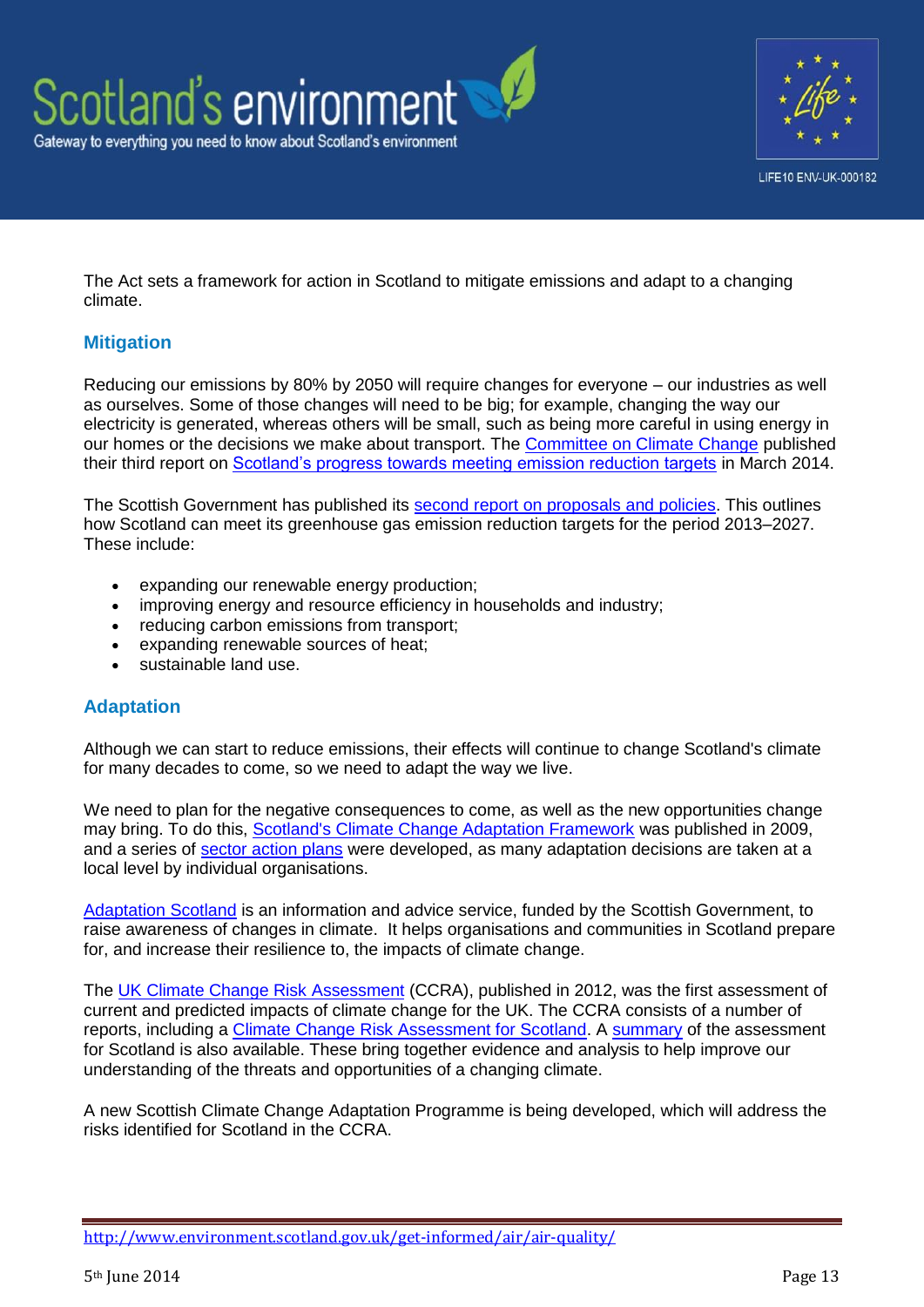The Act sets a framework for action in Scotland to mitigate emissions and adapt to a changing climate.

### Mitigation

Reducing our emissions by 80% by 2050 will require changes for everyone – our industries as well as ourselves. Some of those changes will need to be big; for example, changing the way our electricity is generated, whereas others will be small, such as being more careful in using energy in our homes or the decisions we make about transport. The Committee on Climate Change published their third report on Scotland's progress towards meeting emission reduction targets in March 2014.

The Scottish Government has published its second report on proposals and policies. This outlines how Scotland can meet its greenhouse gas emission reduction targets for the period 2013–2027. These include:

- expanding our renewable energy production;
- improving energy and resource efficiency in households and industry;
- reducing carbon emissions from transport;
- expanding renewable sources of heat;
- sustainable land use.

### Adaptation

Although we can start to reduce emissions, their effects will continue to change Scotland's climate for many decades to come, so we need to adapt the way we live.

We need to plan for the negative consequences to come, as well as the new opportunities change may bring. To do this, Scotland's Climate Change Adaptation Framework was published in 2009, and a series of sector action plans were developed, as many adaptation decisions are taken at a local level by individual organisations.

Adaptation Scotland is an information and advice service, funded by the Scottish Government, to raise awareness of changes in climate. It helps organisations and communities in Scotland prepare for, and increase their resilience to, the impacts of climate change.

The UK Climate Change Risk Assessment (CCRA), published in 2012, was the first assessment of current and predicted impacts of climate change for the UK. The CCRA consists of a number of reports, including a Climate Change Risk Assessment for Scotland. A summary of the assessment for Scotland is also available. These bring together evidence and analysis to help improve our understanding of the threats and opportunities of a changing climate.

A new Scottish Climate Change Adaptation Programme is being developed, which will address the risks identified for Scotland in the CCRA.